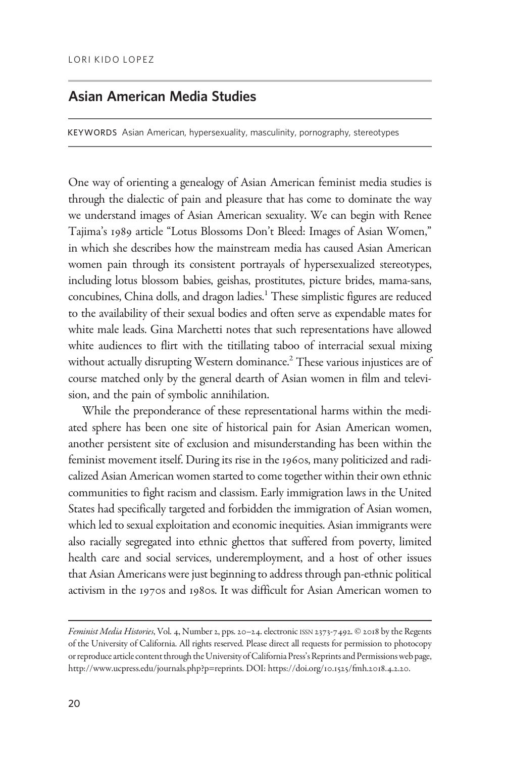LORI KIDO LOPEZ

## Asian American Media Studies

KEYWORDS Asian American, hypersexuality, masculinity, pornography, stereotypes

One way of orienting a genealogy of Asian American feminist media studies is through the dialectic of pain and pleasure that has come to dominate the way we understand images of Asian American sexuality. We can begin with Renee Tajima's 1989 article "Lotus Blossoms Don't Bleed: Images of Asian Women," in which she describes how the mainstream media has caused Asian American women pain through its consistent portrayals of hypersexualized stereotypes, including lotus blossom babies, geishas, prostitutes, picture brides, mama-sans, concubines, China dolls, and dragon ladies.[1] These simplistic figures are reduced to the availability of their sexual bodies and often serve as expendable mates for white male leads. Gina Marchetti notes that such representations have allowed white audiences to flirt with the titillating taboo of interracial sexual mixing without actually disrupting Western dominance.[2] These various injustices are of course matched only by the general dearth of Asian women in film and television, and the pain of symbolic annihilation.

While the preponderance of these representational harms within the mediated sphere has been one site of historical pain for Asian American women, another persistent site of exclusion and misunderstanding has been within the feminist movement itself. During its rise in the 1960s, many politicized and radicalized Asian American women started to come together within their own ethnic communities to fight racism and classism. Early immigration laws in the United States had specifically targeted and forbidden the immigration of Asian women, which led to sexual exploitation and economic inequities. Asian immigrants were also racially segregated into ethnic ghettos that suffered from poverty, limited health care and social services, underemployment, and a host of other issues that Asian Americans were just beginning to address through pan-ethnic political activism in the 1970s and 1980s. It was difficult for Asian American women to

*Feminist Media Histories*, Vol. 4, Number 2, pps. 20–24. electronic ISSN 2373-7492. © 2018 by the Regents of the University of California. All rights reserved. Please direct all requests for permission to photocopy or reproduce article content through the University of California Press's Reprints and Permissions web page, http://www.ucpress.edu/journals.php?p=reprints. DOI: https://doi.org/10.1525/fmh.2018.4.2.20.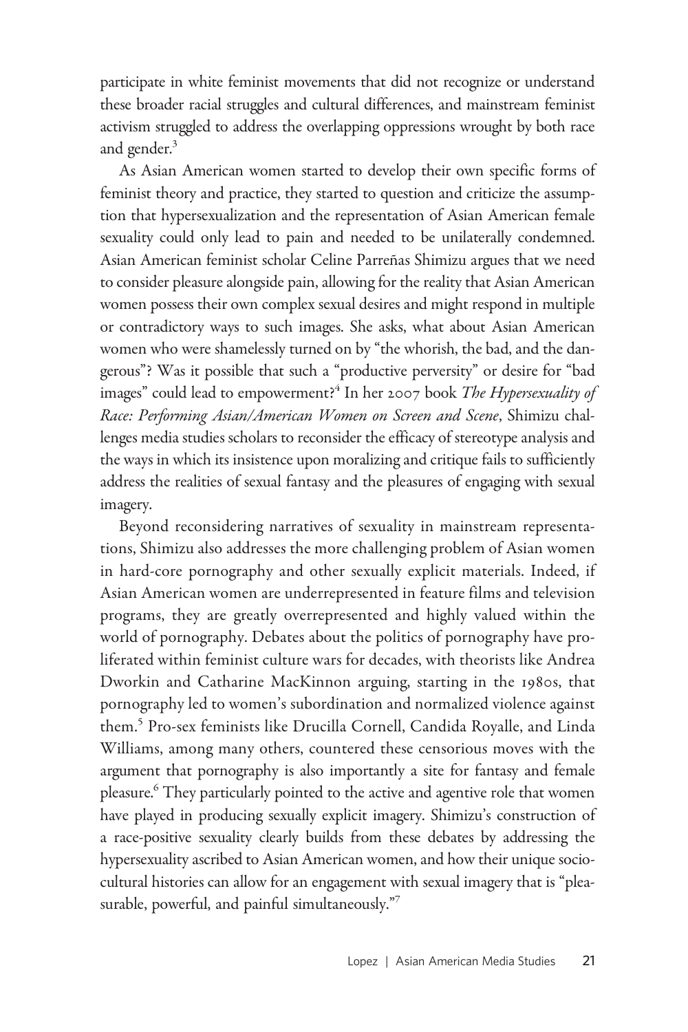participate in white feminist movements that did not recognize or understand these broader racial struggles and cultural differences, and mainstream feminist activism struggled to address the overlapping oppressions wrought by both race and gender.[3]

As Asian American women started to develop their own specific forms of feminist theory and practice, they started to question and criticize the assumption that hypersexualization and the representation of Asian American female sexuality could only lead to pain and needed to be unilaterally condemned. Asian American feminist scholar Celine Parreñas Shimizu argues that we need to consider pleasure alongside pain, allowing for the reality that Asian American women possess their own complex sexual desires and might respond in multiple or contradictory ways to such images. She asks, what about Asian American women who were shamelessly turned on by "the whorish, the bad, and the dangerous"? Was it possible that such a "productive perversity" or desire for "bad images" could lead to empowerment?[4] In her 2007 book *The Hypersexuality of Race: Performing Asian/American Women on Screen and Scene*, Shimizu challenges media studies scholars to reconsider the efficacy of stereotype analysis and the ways in which its insistence upon moralizing and critique fails to sufficiently address the realities of sexual fantasy and the pleasures of engaging with sexual imagery.

Beyond reconsidering narratives of sexuality in mainstream representations, Shimizu also addresses the more challenging problem of Asian women in hard-core pornography and other sexually explicit materials. Indeed, if Asian American women are underrepresented in feature films and television programs, they are greatly overrepresented and highly valued within the world of pornography. Debates about the politics of pornography have proliferated within feminist culture wars for decades, with theorists like Andrea Dworkin and Catharine MacKinnon arguing, starting in the 1980s, that pornography led to women's subordination and normalized violence against them.[5] Pro-sex feminists like Drucilla Cornell, Candida Royalle, and Linda Williams, among many others, countered these censorious moves with the argument that pornography is also importantly a site for fantasy and female pleasure.[6] They particularly pointed to the active and agentive role that women have played in producing sexually explicit imagery. Shimizu's construction of a race-positive sexuality clearly builds from these debates by addressing the hypersexuality ascribed to Asian American women, and how their unique sociocultural histories can allow for an engagement with sexual imagery that is "pleasurable, powerful, and painful simultaneously."[7]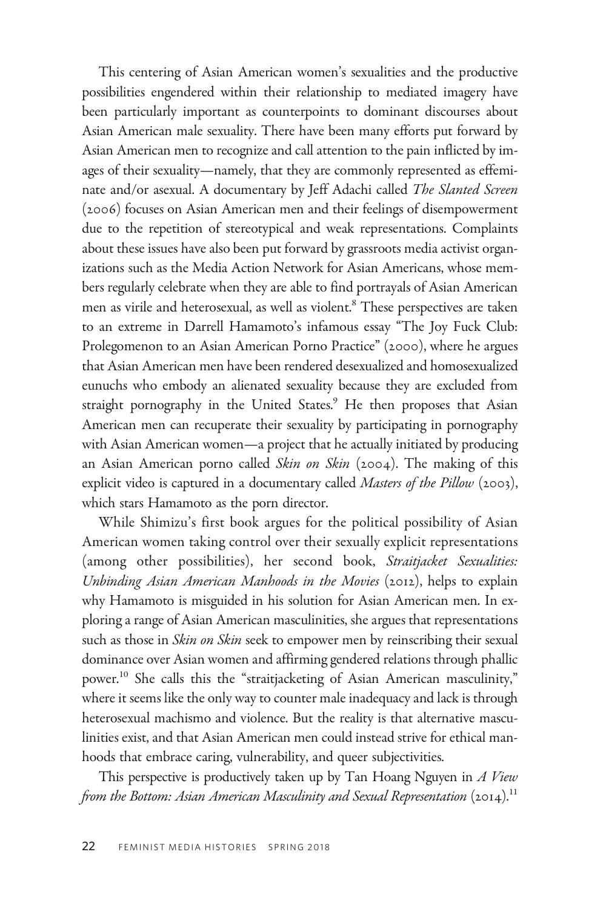This centering of Asian American women's sexualities and the productive possibilities engendered within their relationship to mediated imagery have been particularly important as counterpoints to dominant discourses about Asian American male sexuality. There have been many efforts put forward by Asian American men to recognize and call attention to the pain inflicted by images of their sexuality—namely, that they are commonly represented as effeminate and/or asexual. A documentary by Jeff Adachi called *The Slanted Screen* (2006) focuses on Asian American men and their feelings of disempowerment due to the repetition of stereotypical and weak representations. Complaints about these issues have also been put forward by grassroots media activist organizations such as the Media Action Network for Asian Americans, whose members regularly celebrate when they are able to find portrayals of Asian American men as virile and heterosexual, as well as violent.[8] These perspectives are taken to an extreme in Darrell Hamamoto's infamous essay "The Joy Fuck Club: Prolegomenon to an Asian American Porno Practice" (2000), where he argues that Asian American men have been rendered desexualized and homosexualized eunuchs who embody an alienated sexuality because they are excluded from straight pornography in the United States.[9] He then proposes that Asian American men can recuperate their sexuality by participating in pornography with Asian American women—a project that he actually initiated by producing an Asian American porno called *Skin on Skin* (2004). The making of this explicit video is captured in a documentary called *Masters of the Pillow* (2003), which stars Hamamoto as the porn director.

While Shimizu's first book argues for the political possibility of Asian American women taking control over their sexually explicit representations (among other possibilities), her second book, *Straitjacket Sexualities: Unbinding Asian American Manhoods in the Movies* (2012), helps to explain why Hamamoto is misguided in his solution for Asian American men. In exploring a range of Asian American masculinities, she argues that representations such as those in *Skin on Skin* seek to empower men by reinscribing their sexual dominance over Asian women and affirming gendered relations through phallic power.[10] She calls this the "straitjacketing of Asian American masculinity," where it seems like the only way to counter male inadequacy and lack is through heterosexual machismo and violence. But the reality is that alternative masculinities exist, and that Asian American men could instead strive for ethical manhoods that embrace caring, vulnerability, and queer subjectivities.

This perspective is productively taken up by Tan Hoang Nguyen in *A View from the Bottom: Asian American Masculinity and Sexual Representation* (2014).[11]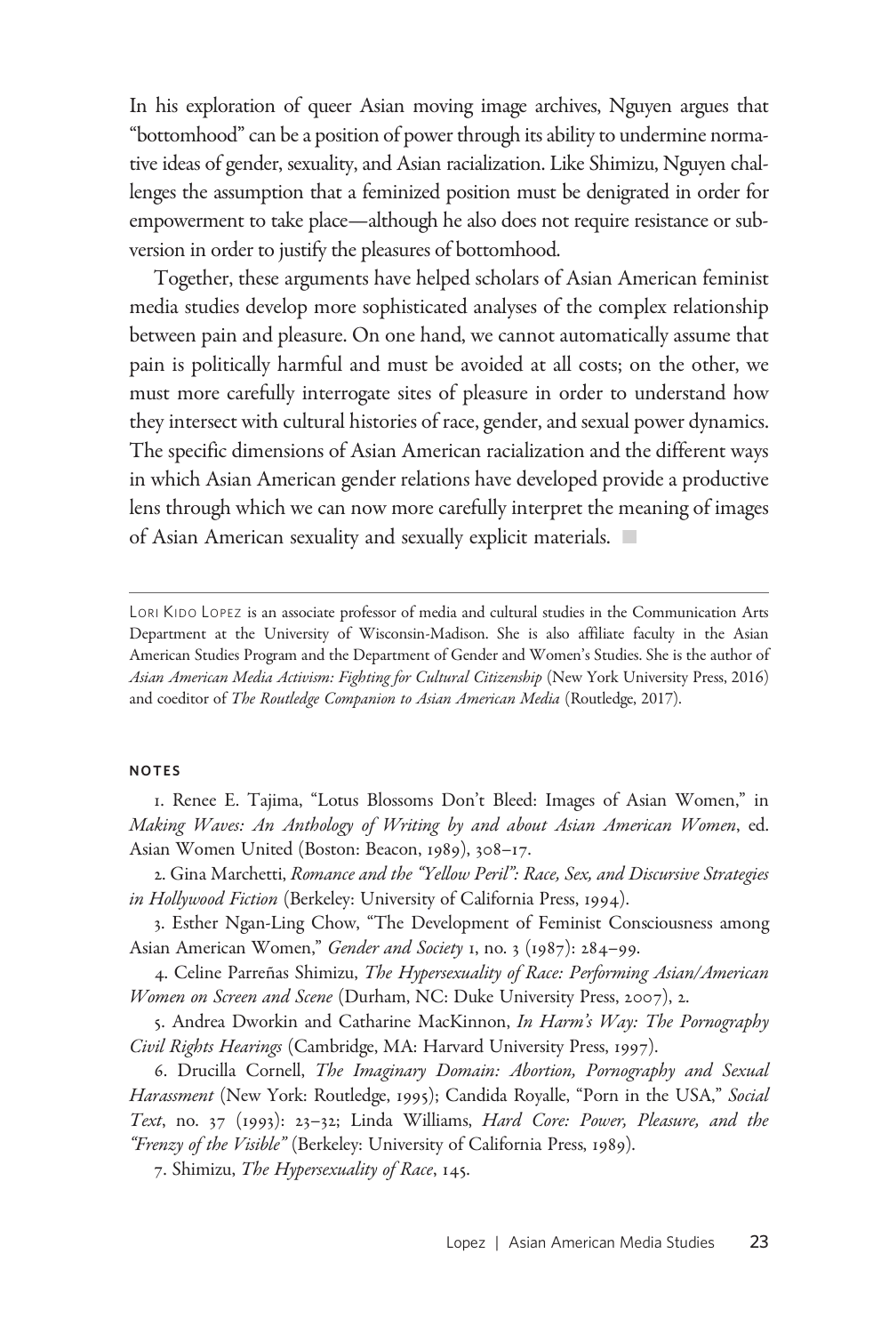In his exploration of queer Asian moving image archives, Nguyen argues that "bottomhood" can be a position of power through its ability to undermine normative ideas of gender, sexuality, and Asian racialization. Like Shimizu, Nguyen challenges the assumption that a feminized position must be denigrated in order for empowerment to take place—although he also does not require resistance or subversion in order to justify the pleasures of bottomhood.

Together, these arguments have helped scholars of Asian American feminist media studies develop more sophisticated analyses of the complex relationship between pain and pleasure. On one hand, we cannot automatically assume that pain is politically harmful and must be avoided at all costs; on the other, we must more carefully interrogate sites of pleasure in order to understand how they intersect with cultural histories of race, gender, and sexual power dynamics. The specific dimensions of Asian American racialization and the different ways in which Asian American gender relations have developed provide a productive lens through which we can now more carefully interpret the meaning of images of Asian American sexuality and sexually explicit materials. ■

---

LORI KIDO LOPEZ is an associate professor of media and cultural studies in the Communication Arts Department at the University of Wisconsin-Madison. She is also affiliate faculty in the Asian American Studies Program and the Department of Gender and Women's Studies. She is the author of *Asian American Media Activism: Fighting for Cultural Citizenship* (New York University Press, 2016) and coeditor of *The Routledge Companion to Asian American Media* (Routledge, 2017).

#### NOTES

1. Renee E. Tajima, "Lotus Blossoms Don't Bleed: Images of Asian Women," in *Making Waves: An Anthology of Writing by and about Asian American Women*, ed. Asian Women United (Boston: Beacon, 1989), 308–17.

2. Gina Marchetti, *Romance and the "Yellow Peril": Race, Sex, and Discursive Strategies in Hollywood Fiction* (Berkeley: University of California Press, 1994).

3. Esther Ngan-Ling Chow, "The Development of Feminist Consciousness among Asian American Women," *Gender and Society* 1, no. 3 (1987): 284–99.

4. Celine Parreñas Shimizu, *The Hypersexuality of Race: Performing Asian/American Women on Screen and Scene* (Durham, NC: Duke University Press, 2007), 2.

5. Andrea Dworkin and Catharine MacKinnon, *In Harm's Way: The Pornography Civil Rights Hearings* (Cambridge, MA: Harvard University Press, 1997).

6. Drucilla Cornell, *The Imaginary Domain: Abortion, Pornography and Sexual Harassment* (New York: Routledge, 1995); Candida Royalle, "Porn in the USA," *Social Text*, no. 37 (1993): 23–32; Linda Williams, *Hard Core: Power, Pleasure, and the "Frenzy of the Visible"* (Berkeley: University of California Press, 1989).

7. Shimizu, *The Hypersexuality of Race*, 145.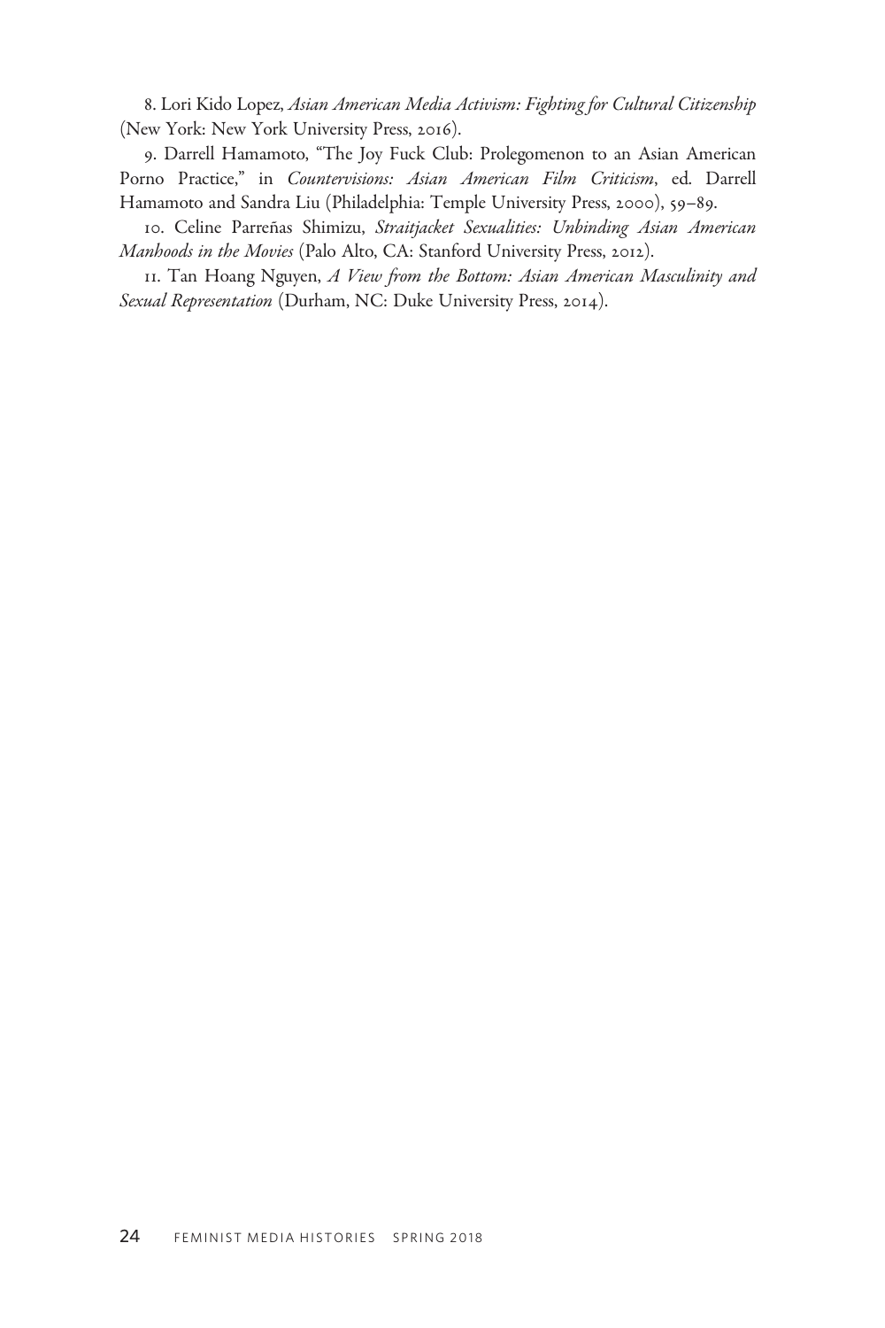8. Lori Kido Lopez, *Asian American Media Activism: Fighting for Cultural Citizenship* (New York: New York University Press, 2016).

9. Darrell Hamamoto, "The Joy Fuck Club: Prolegomenon to an Asian American Porno Practice," in *Countervisions: Asian American Film Criticism*, ed. Darrell Hamamoto and Sandra Liu (Philadelphia: Temple University Press, 2000), 59–89.

10. Celine Parreñas Shimizu, *Straitjacket Sexualities: Unbinding Asian American Manhoods in the Movies* (Palo Alto, CA: Stanford University Press, 2012).

11. Tan Hoang Nguyen, *A View from the Bottom: Asian American Masculinity and Sexual Representation* (Durham, NC: Duke University Press, 2014).